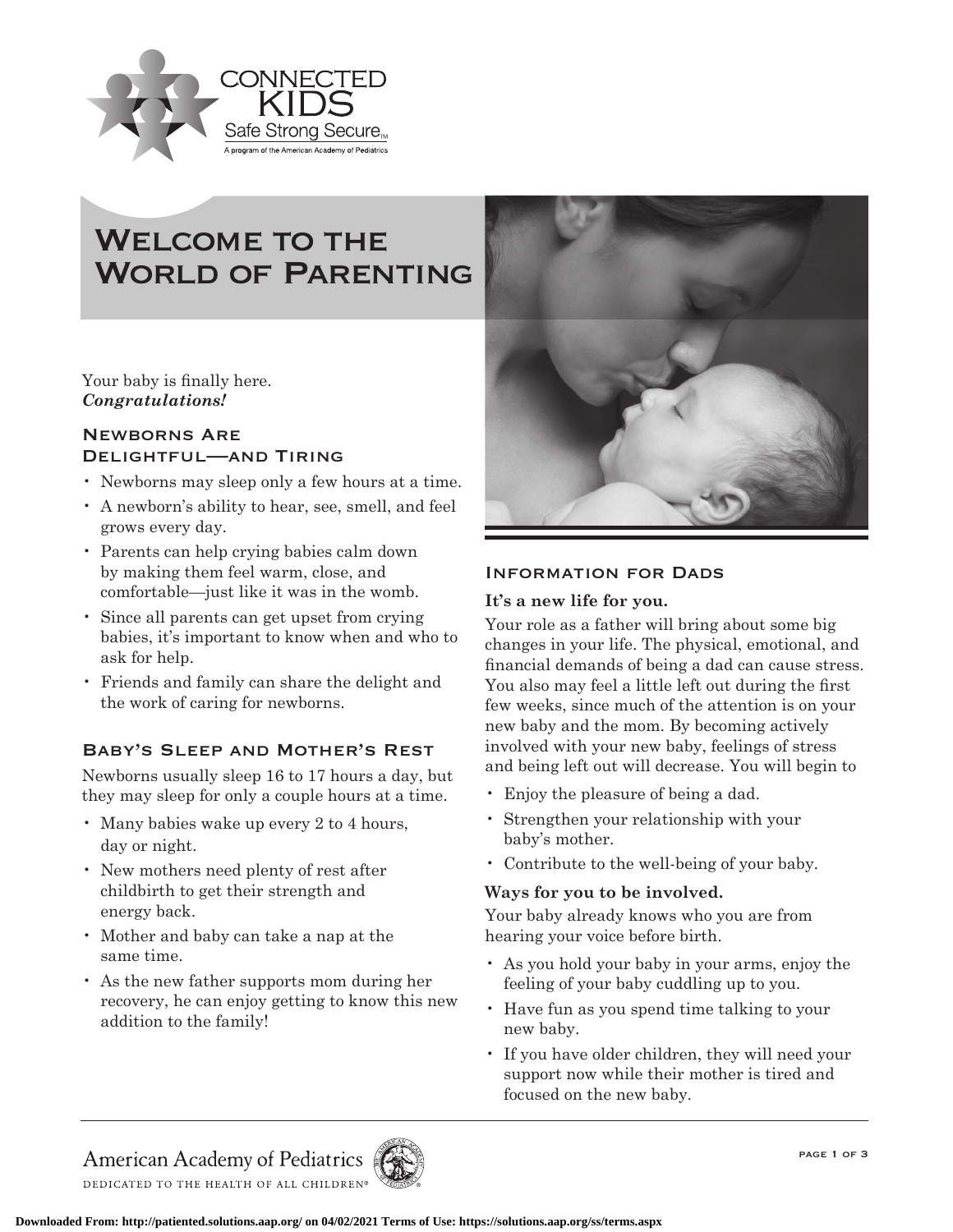CONNECTED KIDS
Safe Strong Secure™
A program of the American Academy of Pediatrics

# Welcome to the World of Parenting

Your baby is finally here.
***Congratulations!***

## Newborns Are Delightful—and Tiring

- Newborns may sleep only a few hours at a time.
- A newborn's ability to hear, see, smell, and feel grows every day.
- Parents can help crying babies calm down by making them feel warm, close, and comfortable—just like it was in the womb.
- Since all parents can get upset from crying babies, it's important to know when and who to ask for help.
- Friends and family can share the delight and the work of caring for newborns.

## Baby's Sleep and Mother's Rest

Newborns usually sleep 16 to 17 hours a day, but they may sleep for only a couple hours at a time.

- Many babies wake up every 2 to 4 hours, day or night.
- New mothers need plenty of rest after childbirth to get their strength and energy back.
- Mother and baby can take a nap at the same time.
- As the new father supports mom during her recovery, he can enjoy getting to know this new addition to the family!

## Information for Dads

**It's a new life for you.**

Your role as a father will bring about some big changes in your life. The physical, emotional, and financial demands of being a dad can cause stress. You also may feel a little left out during the first few weeks, since much of the attention is on your new baby and the mom. By becoming actively involved with your new baby, feelings of stress and being left out will decrease. You will begin to

- Enjoy the pleasure of being a dad.
- Strengthen your relationship with your baby's mother.
- Contribute to the well-being of your baby.

**Ways for you to be involved.**

Your baby already knows who you are from hearing your voice before birth.

- As you hold your baby in your arms, enjoy the feeling of your baby cuddling up to you.
- Have fun as you spend time talking to your new baby.
- If you have older children, they will need your support now while their mother is tired and focused on the new baby.

American Academy of Pediatrics
DEDICATED TO THE HEALTH OF ALL CHILDREN®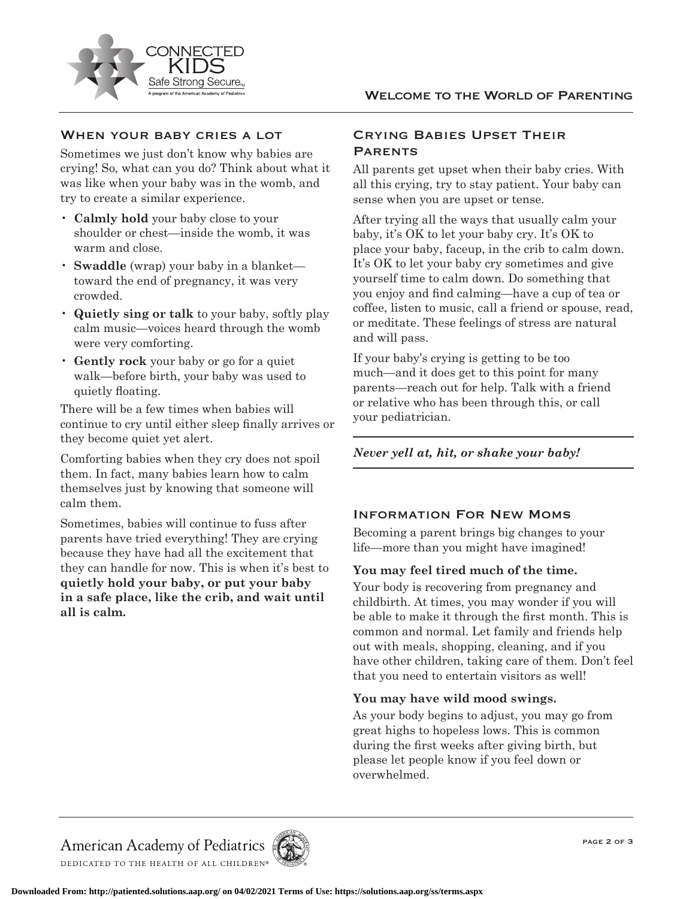## When your baby cries a lot

Sometimes we just don't know why babies are crying! So, what can you do? Think about what it was like when your baby was in the womb, and try to create a similar experience.

- **Calmly hold** your baby close to your shoulder or chest—inside the womb, it was warm and close.
- **Swaddle** (wrap) your baby in a blanket—toward the end of pregnancy, it was very crowded.
- **Quietly sing or talk** to your baby, softly play calm music—voices heard through the womb were very comforting.
- **Gently rock** your baby or go for a quiet walk—before birth, your baby was used to quietly floating.

There will be a few times when babies will continue to cry until either sleep finally arrives or they become quiet yet alert.

Comforting babies when they cry does not spoil them. In fact, many babies learn how to calm themselves just by knowing that someone will calm them.

Sometimes, babies will continue to fuss after parents have tried everything! They are crying because they have had all the excitement that they can handle for now. This is when it's best to **quietly hold your baby, or put your baby in a safe place, like the crib, and wait until all is calm.**

## Crying Babies Upset Their Parents

All parents get upset when their baby cries. With all this crying, try to stay patient. Your baby can sense when you are upset or tense.

After trying all the ways that usually calm your baby, it's OK to let your baby cry. It's OK to place your baby, faceup, in the crib to calm down. It's OK to let your baby cry sometimes and give yourself time to calm down. Do something that you enjoy and find calming—have a cup of tea or coffee, listen to music, call a friend or spouse, read, or meditate. These feelings of stress are natural and will pass.

If your baby's crying is getting to be too much—and it does get to this point for many parents—reach out for help. Talk with a friend or relative who has been through this, or call your pediatrician.

***Never yell at, hit, or shake your baby!***

## Information For New Moms

Becoming a parent brings big changes to your life—more than you might have imagined!

**You may feel tired much of the time.**

Your body is recovering from pregnancy and childbirth. At times, you may wonder if you will be able to make it through the first month. This is common and normal. Let family and friends help out with meals, shopping, cleaning, and if you have other children, taking care of them. Don't feel that you need to entertain visitors as well!

**You may have wild mood swings.**

As your body begins to adjust, you may go from great highs to hopeless lows. This is common during the first weeks after giving birth, but please let people know if you feel down or overwhelmed.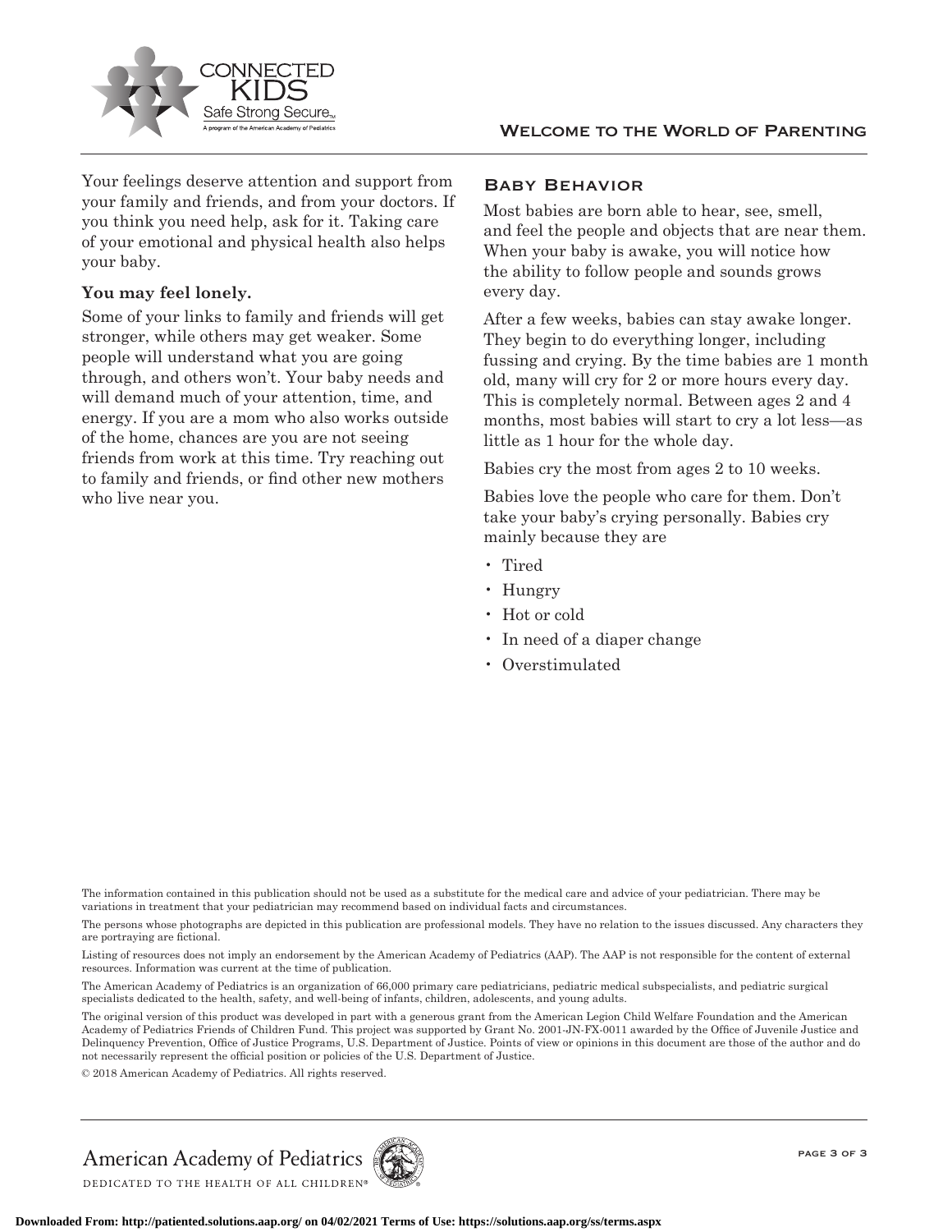Your feelings deserve attention and support from your family and friends, and from your doctors. If you think you need help, ask for it. Taking care of your emotional and physical health also helps your baby.

**You may feel lonely.**

Some of your links to family and friends will get stronger, while others may get weaker. Some people will understand what you are going through, and others won't. Your baby needs and will demand much of your attention, time, and energy. If you are a mom who also works outside of the home, chances are you are not seeing friends from work at this time. Try reaching out to family and friends, or find other new mothers who live near you.

## Baby Behavior

Most babies are born able to hear, see, smell, and feel the people and objects that are near them. When your baby is awake, you will notice how the ability to follow people and sounds grows every day.

After a few weeks, babies can stay awake longer. They begin to do everything longer, including fussing and crying. By the time babies are 1 month old, many will cry for 2 or more hours every day. This is completely normal. Between ages 2 and 4 months, most babies will start to cry a lot less—as little as 1 hour for the whole day.

Babies cry the most from ages 2 to 10 weeks.

Babies love the people who care for them. Don't take your baby's crying personally. Babies cry mainly because they are

- Tired
- Hungry
- Hot or cold
- In need of a diaper change
- Overstimulated

The information contained in this publication should not be used as a substitute for the medical care and advice of your pediatrician. There may be variations in treatment that your pediatrician may recommend based on individual facts and circumstances.

The persons whose photographs are depicted in this publication are professional models. They have no relation to the issues discussed. Any characters they are portraying are fictional.

Listing of resources does not imply an endorsement by the American Academy of Pediatrics (AAP). The AAP is not responsible for the content of external resources. Information was current at the time of publication.

The American Academy of Pediatrics is an organization of 66,000 primary care pediatricians, pediatric medical subspecialists, and pediatric surgical specialists dedicated to the health, safety, and well-being of infants, children, adolescents, and young adults.

The original version of this product was developed in part with a generous grant from the American Legion Child Welfare Foundation and the American Academy of Pediatrics Friends of Children Fund. This project was supported by Grant No. 2001-JN-FX-0011 awarded by the Office of Juvenile Justice and Delinquency Prevention, Office of Justice Programs, U.S. Department of Justice. Points of view or opinions in this document are those of the author and do not necessarily represent the official position or policies of the U.S. Department of Justice.

© 2018 American Academy of Pediatrics. All rights reserved.